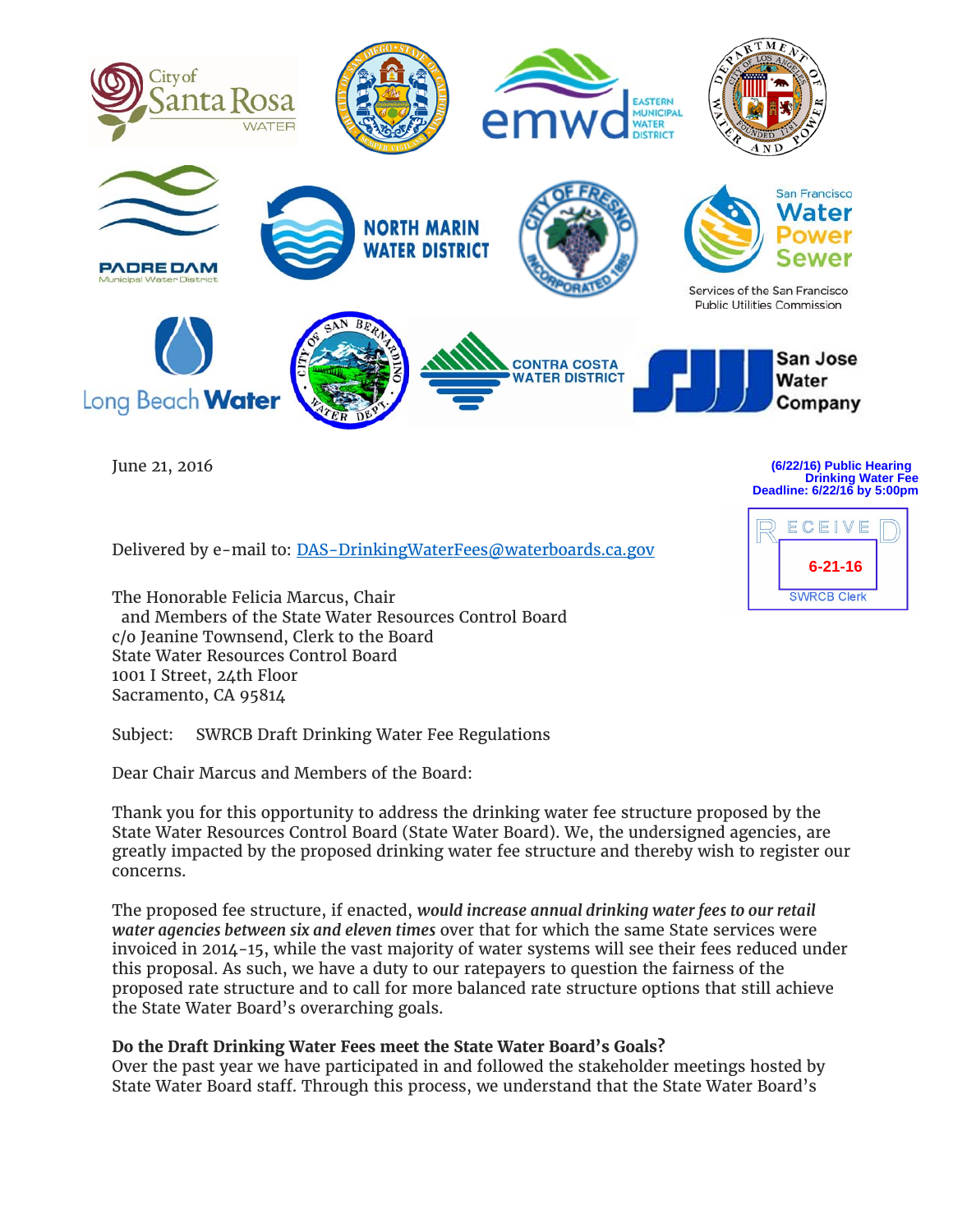(6/22/16) Public Hearing
Drinking Water Fee
Deadline: 6/22/16 by 5:00pm

RECEIVED
6-21-16
SWRCB Clerk

June 21, 2016

Delivered by e-mail to: [DAS-DrinkingWaterFees@waterboards.ca.gov](mailto:DAS-DrinkingWaterFees@waterboards.ca.gov)

The Honorable Felicia Marcus, Chair
and Members of the State Water Resources Control Board
c/o Jeanine Townsend, Clerk to the Board
State Water Resources Control Board
1001 I Street, 24th Floor
Sacramento, CA 95814

Subject: SWRCB Draft Drinking Water Fee Regulations

Dear Chair Marcus and Members of the Board:

Thank you for this opportunity to address the drinking water fee structure proposed by the State Water Resources Control Board (State Water Board). We, the undersigned agencies, are greatly impacted by the proposed drinking water fee structure and thereby wish to register our concerns.

The proposed fee structure, if enacted, ***would increase annual drinking water fees to our retail water agencies between six and eleven times*** over that for which the same State services were invoiced in 2014-15, while the vast majority of water systems will see their fees reduced under this proposal. As such, we have a duty to our ratepayers to question the fairness of the proposed rate structure and to call for more balanced rate structure options that still achieve the State Water Board's overarching goals.

**Do the Draft Drinking Water Fees meet the State Water Board's Goals?**

Over the past year we have participated in and followed the stakeholder meetings hosted by State Water Board staff. Through this process, we understand that the State Water Board's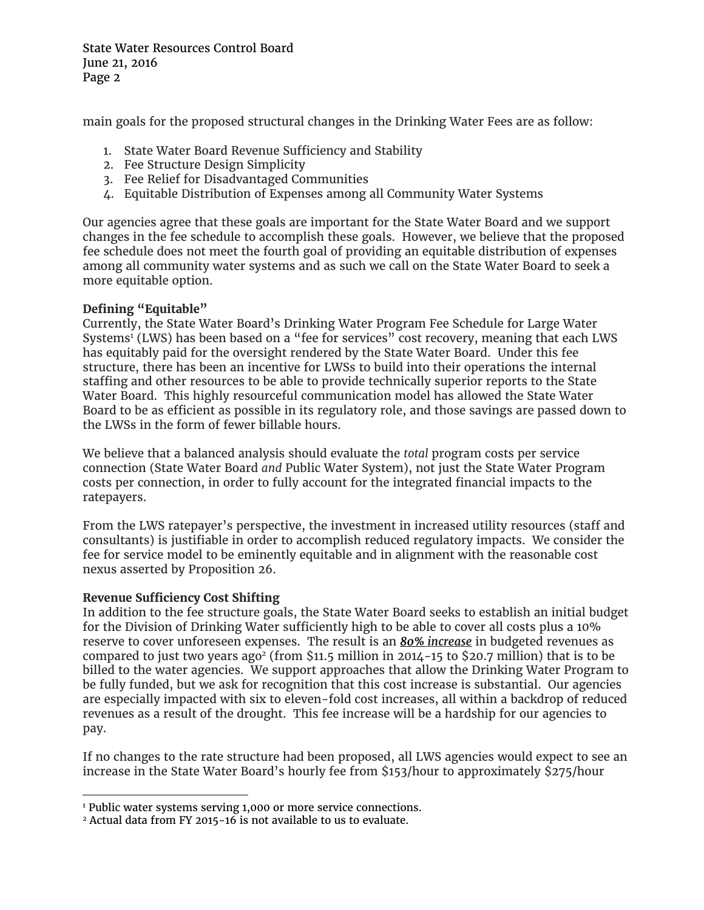main goals for the proposed structural changes in the Drinking Water Fees are as follow:

1. State Water Board Revenue Sufficiency and Stability
2. Fee Structure Design Simplicity
3. Fee Relief for Disadvantaged Communities
4. Equitable Distribution of Expenses among all Community Water Systems

Our agencies agree that these goals are important for the State Water Board and we support changes in the fee schedule to accomplish these goals. However, we believe that the proposed fee schedule does not meet the fourth goal of providing an equitable distribution of expenses among all community water systems and as such we call on the State Water Board to seek a more equitable option.

**Defining "Equitable"**

Currently, the State Water Board's Drinking Water Program Fee Schedule for Large Water Systems[1] (LWS) has been based on a "fee for services" cost recovery, meaning that each LWS has equitably paid for the oversight rendered by the State Water Board. Under this fee structure, there has been an incentive for LWSs to build into their operations the internal staffing and other resources to be able to provide technically superior reports to the State Water Board. This highly resourceful communication model has allowed the State Water Board to be as efficient as possible in its regulatory role, and those savings are passed down to the LWSs in the form of fewer billable hours.

We believe that a balanced analysis should evaluate the *total* program costs per service connection (State Water Board *and* Public Water System), not just the State Water Program costs per connection, in order to fully account for the integrated financial impacts to the ratepayers.

From the LWS ratepayer's perspective, the investment in increased utility resources (staff and consultants) is justifiable in order to accomplish reduced regulatory impacts. We consider the fee for service model to be eminently equitable and in alignment with the reasonable cost nexus asserted by Proposition 26.

**Revenue Sufficiency Cost Shifting**

In addition to the fee structure goals, the State Water Board seeks to establish an initial budget for the Division of Drinking Water sufficiently high to be able to cover all costs plus a 10% reserve to cover unforeseen expenses. The result is an ***80% increase*** in budgeted revenues as compared to just two years ago[2] (from \$11.5 million in 2014-15 to \$20.7 million) that is to be billed to the water agencies. We support approaches that allow the Drinking Water Program to be fully funded, but we ask for recognition that this cost increase is substantial. Our agencies are especially impacted with six to eleven-fold cost increases, all within a backdrop of reduced revenues as a result of the drought. This fee increase will be a hardship for our agencies to pay.

If no changes to the rate structure had been proposed, all LWS agencies would expect to see an increase in the State Water Board's hourly fee from \$153/hour to approximately \$275/hour

---

[1] Public water systems serving 1,000 or more service connections.

[2] Actual data from FY 2015-16 is not available to us to evaluate.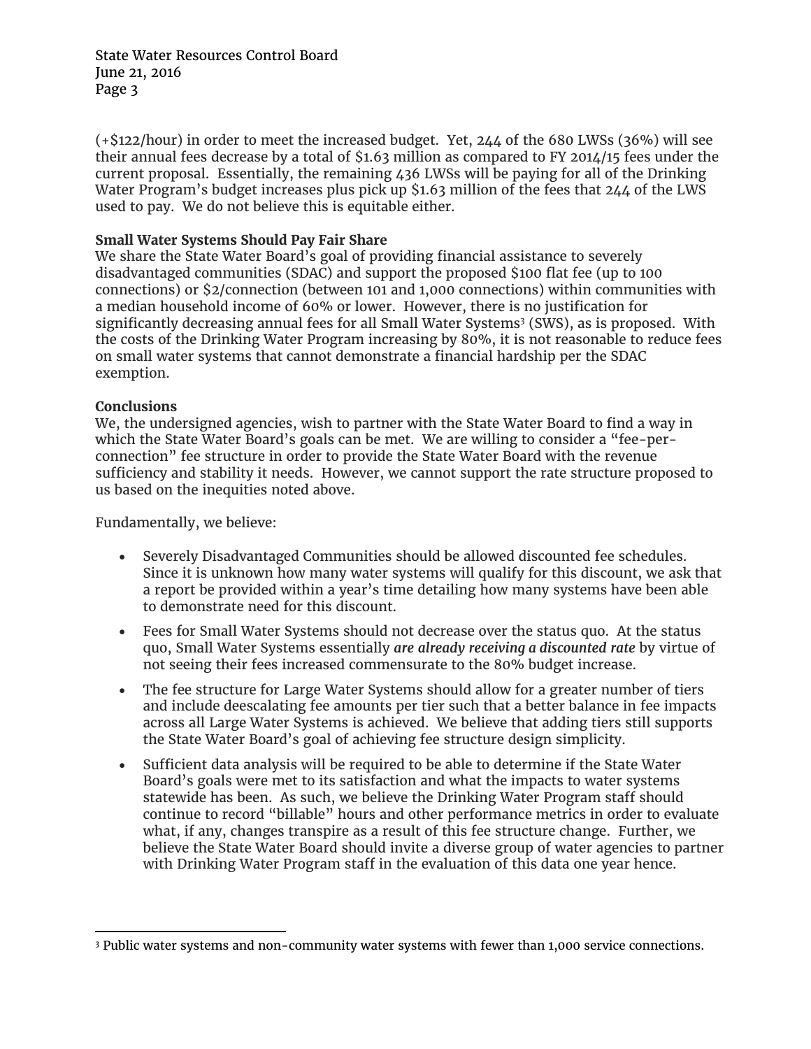(+$122/hour) in order to meet the increased budget. Yet, 244 of the 680 LWSs (36%) will see their annual fees decrease by a total of $1.63 million as compared to FY 2014/15 fees under the current proposal. Essentially, the remaining 436 LWSs will be paying for all of the Drinking Water Program's budget increases plus pick up $1.63 million of the fees that 244 of the LWS used to pay. We do not believe this is equitable either.

**Small Water Systems Should Pay Fair Share**

We share the State Water Board's goal of providing financial assistance to severely disadvantaged communities (SDAC) and support the proposed $100 flat fee (up to 100 connections) or $2/connection (between 101 and 1,000 connections) within communities with a median household income of 60% or lower. However, there is no justification for significantly decreasing annual fees for all Small Water Systems[3] (SWS), as is proposed. With the costs of the Drinking Water Program increasing by 80%, it is not reasonable to reduce fees on small water systems that cannot demonstrate a financial hardship per the SDAC exemption.

**Conclusions**

We, the undersigned agencies, wish to partner with the State Water Board to find a way in which the State Water Board's goals can be met. We are willing to consider a "fee-per-connection" fee structure in order to provide the State Water Board with the revenue sufficiency and stability it needs. However, we cannot support the rate structure proposed to us based on the inequities noted above.

Fundamentally, we believe:

- Severely Disadvantaged Communities should be allowed discounted fee schedules. Since it is unknown how many water systems will qualify for this discount, we ask that a report be provided within a year's time detailing how many systems have been able to demonstrate need for this discount.
- Fees for Small Water Systems should not decrease over the status quo. At the status quo, Small Water Systems essentially ***are already receiving a discounted rate*** by virtue of not seeing their fees increased commensurate to the 80% budget increase.
- The fee structure for Large Water Systems should allow for a greater number of tiers and include deescalating fee amounts per tier such that a better balance in fee impacts across all Large Water Systems is achieved. We believe that adding tiers still supports the State Water Board's goal of achieving fee structure design simplicity.
- Sufficient data analysis will be required to be able to determine if the State Water Board's goals were met to its satisfaction and what the impacts to water systems statewide has been. As such, we believe the Drinking Water Program staff should continue to record "billable" hours and other performance metrics in order to evaluate what, if any, changes transpire as a result of this fee structure change. Further, we believe the State Water Board should invite a diverse group of water agencies to partner with Drinking Water Program staff in the evaluation of this data one year hence.

[3] Public water systems and non-community water systems with fewer than 1,000 service connections.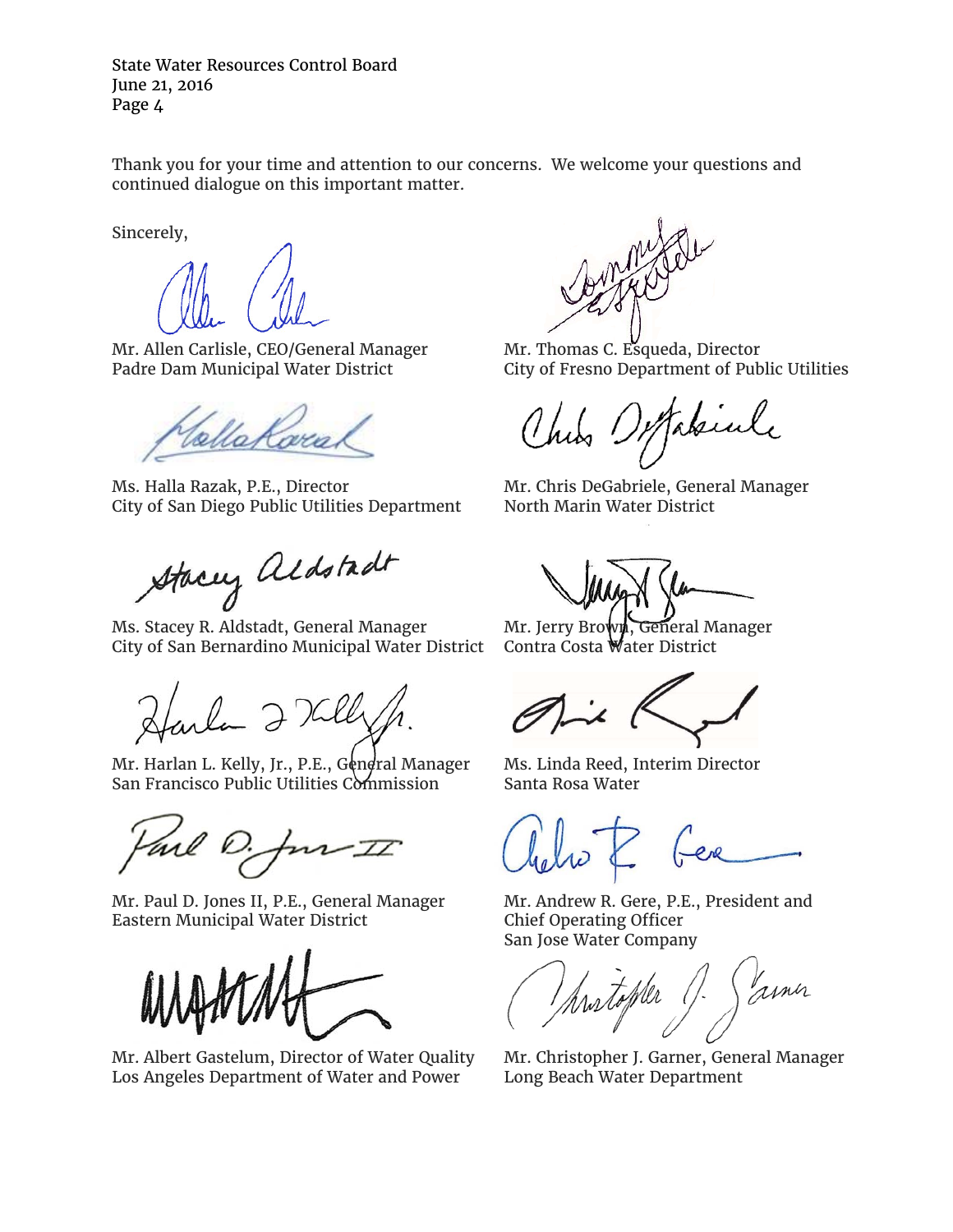Thank you for your time and attention to our concerns. We welcome your questions and continued dialogue on this important matter.

Sincerely,

Mr. Allen Carlisle, CEO/General Manager
Padre Dam Municipal Water District

Mr. Thomas C. Esqueda, Director
City of Fresno Department of Public Utilities

Ms. Halla Razak, P.E., Director
City of San Diego Public Utilities Department

Mr. Chris DeGabriele, General Manager
North Marin Water District

Ms. Stacey R. Aldstadt, General Manager
City of San Bernardino Municipal Water District

Mr. Jerry Brown, General Manager
Contra Costa Water District

Mr. Harlan L. Kelly, Jr., P.E., General Manager
San Francisco Public Utilities Commission

Ms. Linda Reed, Interim Director
Santa Rosa Water

Mr. Paul D. Jones II, P.E., General Manager
Eastern Municipal Water District

Mr. Andrew R. Gere, P.E., President and
Chief Operating Officer
San Jose Water Company

Mr. Albert Gastelum, Director of Water Quality
Los Angeles Department of Water and Power

Mr. Christopher J. Garner, General Manager
Long Beach Water Department